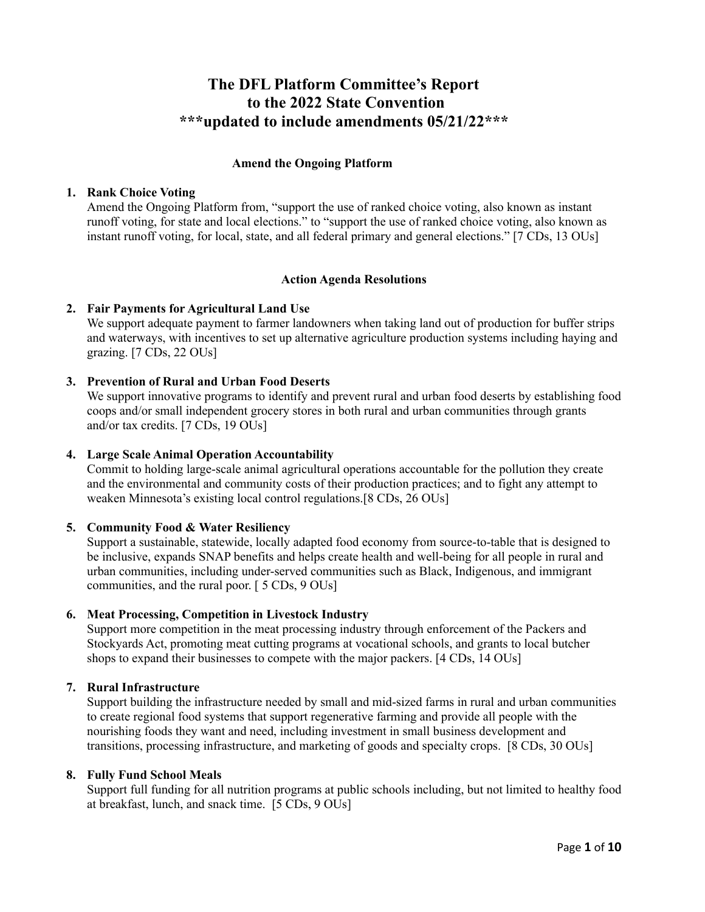# The DFL Platform Committee's Report to the 2022 State Convention ***updated to include amendments 05/21/22***

### Amend the Ongoing Platform

1. **Rank Choice Voting**
   Amend the Ongoing Platform from, "support the use of ranked choice voting, also known as instant runoff voting, for state and local elections." to "support the use of ranked choice voting, also known as instant runoff voting, for local, state, and all federal primary and general elections." [7 CDs, 13 OUs]

### Action Agenda Resolutions

2. **Fair Payments for Agricultural Land Use**
   We support adequate payment to farmer landowners when taking land out of production for buffer strips and waterways, with incentives to set up alternative agriculture production systems including haying and grazing. [7 CDs, 22 OUs]

3. **Prevention of Rural and Urban Food Deserts**
   We support innovative programs to identify and prevent rural and urban food deserts by establishing food coops and/or small independent grocery stores in both rural and urban communities through grants and/or tax credits. [7 CDs, 19 OUs]

4. **Large Scale Animal Operation Accountability**
   Commit to holding large-scale animal agricultural operations accountable for the pollution they create and the environmental and community costs of their production practices; and to fight any attempt to weaken Minnesota's existing local control regulations.[8 CDs, 26 OUs]

5. **Community Food & Water Resiliency**
   Support a sustainable, statewide, locally adapted food economy from source-to-table that is designed to be inclusive, expands SNAP benefits and helps create health and well-being for all people in rural and urban communities, including under-served communities such as Black, Indigenous, and immigrant communities, and the rural poor. [ 5 CDs, 9 OUs]

6. **Meat Processing, Competition in Livestock Industry**
   Support more competition in the meat processing industry through enforcement of the Packers and Stockyards Act, promoting meat cutting programs at vocational schools, and grants to local butcher shops to expand their businesses to compete with the major packers. [4 CDs, 14 OUs]

7. **Rural Infrastructure**
   Support building the infrastructure needed by small and mid-sized farms in rural and urban communities to create regional food systems that support regenerative farming and provide all people with the nourishing foods they want and need, including investment in small business development and transitions, processing infrastructure, and marketing of goods and specialty crops. [8 CDs, 30 OUs]

8. **Fully Fund School Meals**
   Support full funding for all nutrition programs at public schools including, but not limited to healthy food at breakfast, lunch, and snack time. [5 CDs, 9 OUs]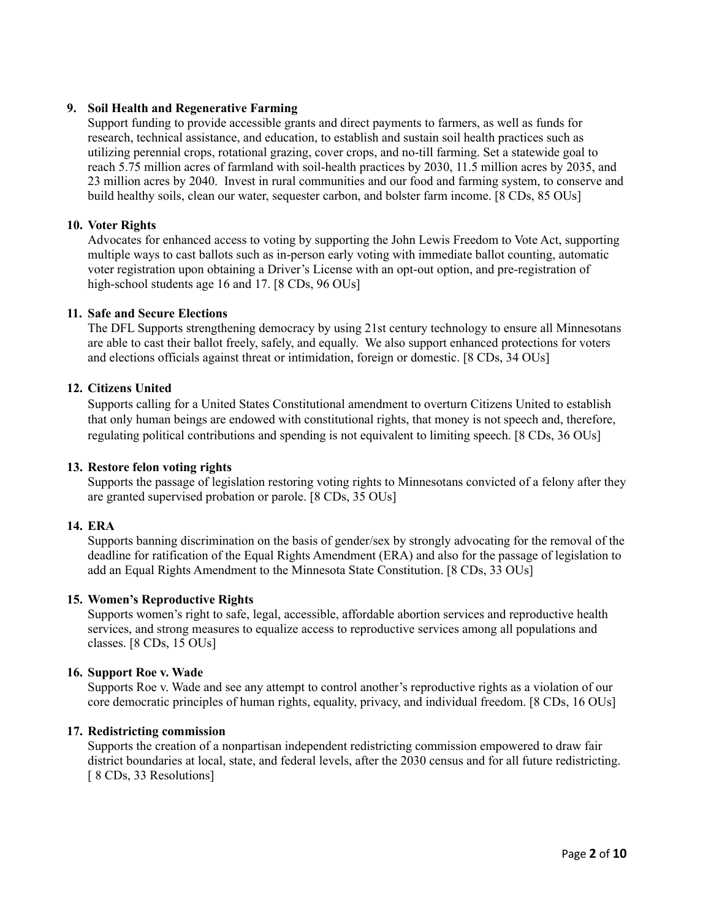**9. Soil Health and Regenerative Farming**

Support funding to provide accessible grants and direct payments to farmers, as well as funds for research, technical assistance, and education, to establish and sustain soil health practices such as utilizing perennial crops, rotational grazing, cover crops, and no-till farming. Set a statewide goal to reach 5.75 million acres of farmland with soil-health practices by 2030, 11.5 million acres by 2035, and 23 million acres by 2040. Invest in rural communities and our food and farming system, to conserve and build healthy soils, clean our water, sequester carbon, and bolster farm income. [8 CDs, 85 OUs]

**10. Voter Rights**

Advocates for enhanced access to voting by supporting the John Lewis Freedom to Vote Act, supporting multiple ways to cast ballots such as in-person early voting with immediate ballot counting, automatic voter registration upon obtaining a Driver's License with an opt-out option, and pre-registration of high-school students age 16 and 17. [8 CDs, 96 OUs]

**11. Safe and Secure Elections**

The DFL Supports strengthening democracy by using 21st century technology to ensure all Minnesotans are able to cast their ballot freely, safely, and equally. We also support enhanced protections for voters and elections officials against threat or intimidation, foreign or domestic. [8 CDs, 34 OUs]

**12. Citizens United**

Supports calling for a United States Constitutional amendment to overturn Citizens United to establish that only human beings are endowed with constitutional rights, that money is not speech and, therefore, regulating political contributions and spending is not equivalent to limiting speech. [8 CDs, 36 OUs]

**13. Restore felon voting rights**

Supports the passage of legislation restoring voting rights to Minnesotans convicted of a felony after they are granted supervised probation or parole. [8 CDs, 35 OUs]

**14. ERA**

Supports banning discrimination on the basis of gender/sex by strongly advocating for the removal of the deadline for ratification of the Equal Rights Amendment (ERA) and also for the passage of legislation to add an Equal Rights Amendment to the Minnesota State Constitution. [8 CDs, 33 OUs]

**15. Women's Reproductive Rights**

Supports women's right to safe, legal, accessible, affordable abortion services and reproductive health services, and strong measures to equalize access to reproductive services among all populations and classes. [8 CDs, 15 OUs]

**16. Support Roe v. Wade**

Supports Roe v. Wade and see any attempt to control another's reproductive rights as a violation of our core democratic principles of human rights, equality, privacy, and individual freedom. [8 CDs, 16 OUs]

**17. Redistricting commission**

Supports the creation of a nonpartisan independent redistricting commission empowered to draw fair district boundaries at local, state, and federal levels, after the 2030 census and for all future redistricting. [ 8 CDs, 33 Resolutions]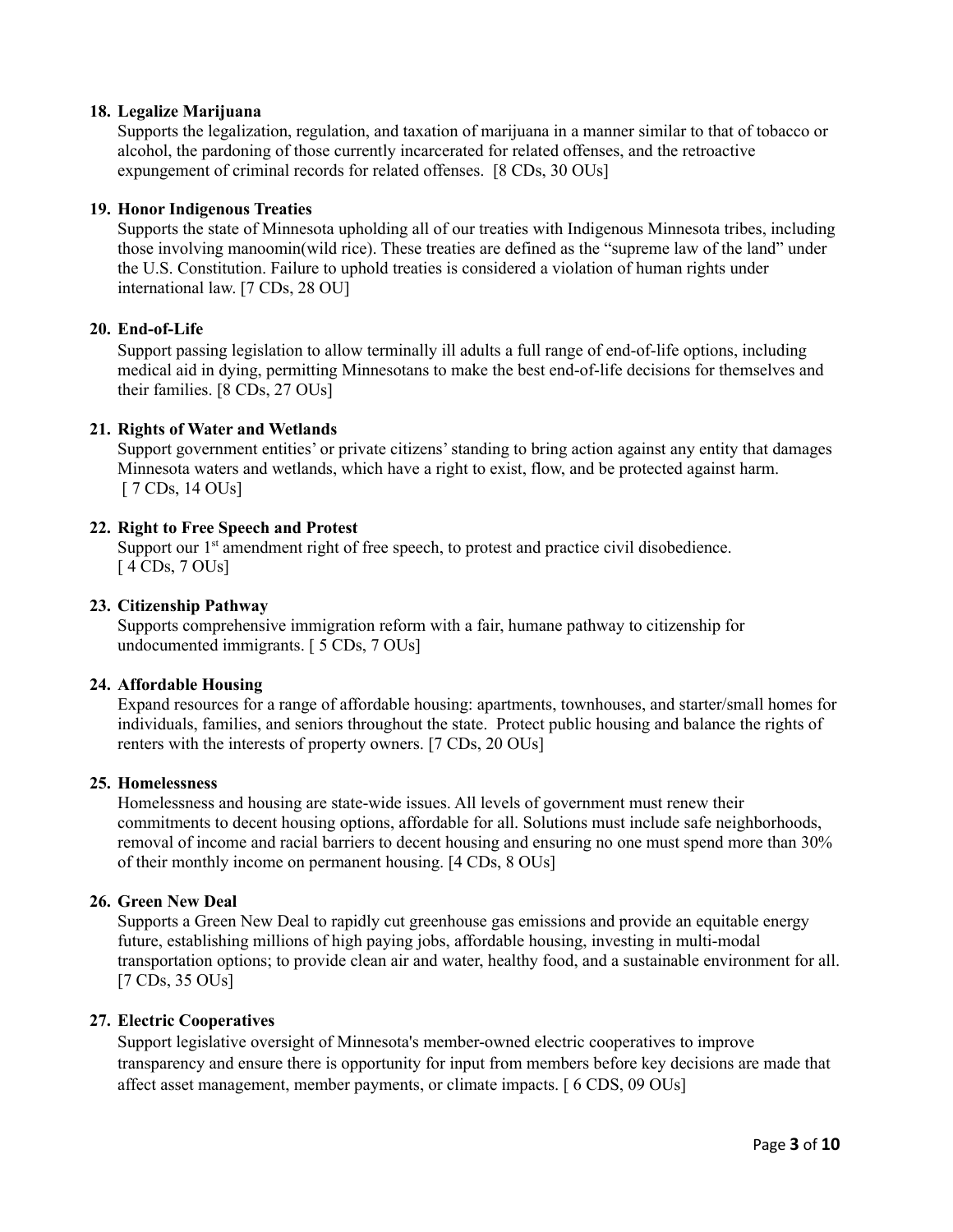18. **Legalize Marijuana**
    Supports the legalization, regulation, and taxation of marijuana in a manner similar to that of tobacco or alcohol, the pardoning of those currently incarcerated for related offenses, and the retroactive expungement of criminal records for related offenses. [8 CDs, 30 OUs]

19. **Honor Indigenous Treaties**
    Supports the state of Minnesota upholding all of our treaties with Indigenous Minnesota tribes, including those involving manoomin(wild rice). These treaties are defined as the "supreme law of the land" under the U.S. Constitution. Failure to uphold treaties is considered a violation of human rights under international law. [7 CDs, 28 OU]

20. **End-of-Life**
    Support passing legislation to allow terminally ill adults a full range of end-of-life options, including medical aid in dying, permitting Minnesotans to make the best end-of-life decisions for themselves and their families. [8 CDs, 27 OUs]

21. **Rights of Water and Wetlands**
    Support government entities' or private citizens' standing to bring action against any entity that damages Minnesota waters and wetlands, which have a right to exist, flow, and be protected against harm. [ 7 CDs, 14 OUs]

22. **Right to Free Speech and Protest**
    Support our 1st amendment right of free speech, to protest and practice civil disobedience. [ 4 CDs, 7 OUs]

23. **Citizenship Pathway**
    Supports comprehensive immigration reform with a fair, humane pathway to citizenship for undocumented immigrants. [ 5 CDs, 7 OUs]

24. **Affordable Housing**
    Expand resources for a range of affordable housing: apartments, townhouses, and starter/small homes for individuals, families, and seniors throughout the state. Protect public housing and balance the rights of renters with the interests of property owners. [7 CDs, 20 OUs]

25. **Homelessness**
    Homelessness and housing are state-wide issues. All levels of government must renew their commitments to decent housing options, affordable for all. Solutions must include safe neighborhoods, removal of income and racial barriers to decent housing and ensuring no one must spend more than 30% of their monthly income on permanent housing. [4 CDs, 8 OUs]

26. **Green New Deal**
    Supports a Green New Deal to rapidly cut greenhouse gas emissions and provide an equitable energy future, establishing millions of high paying jobs, affordable housing, investing in multi-modal transportation options; to provide clean air and water, healthy food, and a sustainable environment for all. [7 CDs, 35 OUs]

27. **Electric Cooperatives**
    Support legislative oversight of Minnesota's member-owned electric cooperatives to improve transparency and ensure there is opportunity for input from members before key decisions are made that affect asset management, member payments, or climate impacts. [ 6 CDS, 09 OUs]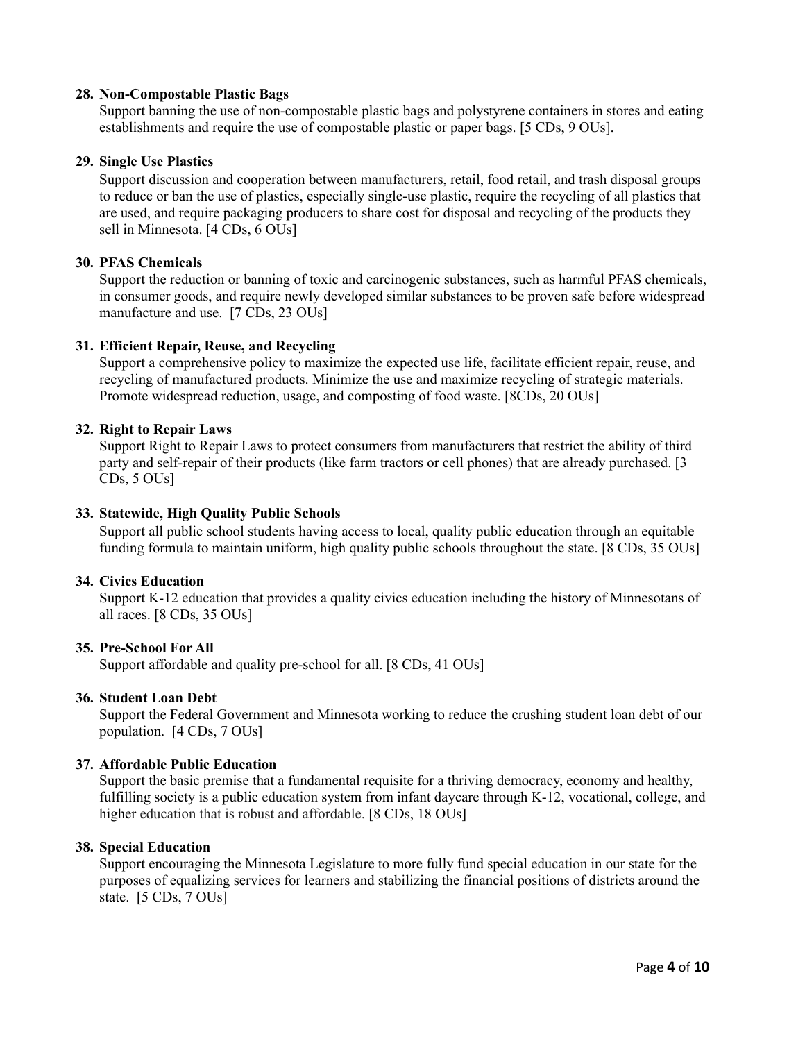**28. Non-Compostable Plastic Bags**

Support banning the use of non-compostable plastic bags and polystyrene containers in stores and eating establishments and require the use of compostable plastic or paper bags. [5 CDs, 9 OUs].

**29. Single Use Plastics**

Support discussion and cooperation between manufacturers, retail, food retail, and trash disposal groups to reduce or ban the use of plastics, especially single-use plastic, require the recycling of all plastics that are used, and require packaging producers to share cost for disposal and recycling of the products they sell in Minnesota. [4 CDs, 6 OUs]

**30. PFAS Chemicals**

Support the reduction or banning of toxic and carcinogenic substances, such as harmful PFAS chemicals, in consumer goods, and require newly developed similar substances to be proven safe before widespread manufacture and use. [7 CDs, 23 OUs]

**31. Efficient Repair, Reuse, and Recycling**

Support a comprehensive policy to maximize the expected use life, facilitate efficient repair, reuse, and recycling of manufactured products. Minimize the use and maximize recycling of strategic materials. Promote widespread reduction, usage, and composting of food waste. [8CDs, 20 OUs]

**32. Right to Repair Laws**

Support Right to Repair Laws to protect consumers from manufacturers that restrict the ability of third party and self-repair of their products (like farm tractors or cell phones) that are already purchased. [3 CDs, 5 OUs]

**33. Statewide, High Quality Public Schools**

Support all public school students having access to local, quality public education through an equitable funding formula to maintain uniform, high quality public schools throughout the state. [8 CDs, 35 OUs]

**34. Civics Education**

Support K-12 education that provides a quality civics education including the history of Minnesotans of all races. [8 CDs, 35 OUs]

**35. Pre-School For All**

Support affordable and quality pre-school for all. [8 CDs, 41 OUs]

**36. Student Loan Debt**

Support the Federal Government and Minnesota working to reduce the crushing student loan debt of our population. [4 CDs, 7 OUs]

**37. Affordable Public Education**

Support the basic premise that a fundamental requisite for a thriving democracy, economy and healthy, fulfilling society is a public education system from infant daycare through K-12, vocational, college, and higher education that is robust and affordable. [8 CDs, 18 OUs]

**38. Special Education**

Support encouraging the Minnesota Legislature to more fully fund special education in our state for the purposes of equalizing services for learners and stabilizing the financial positions of districts around the state. [5 CDs, 7 OUs]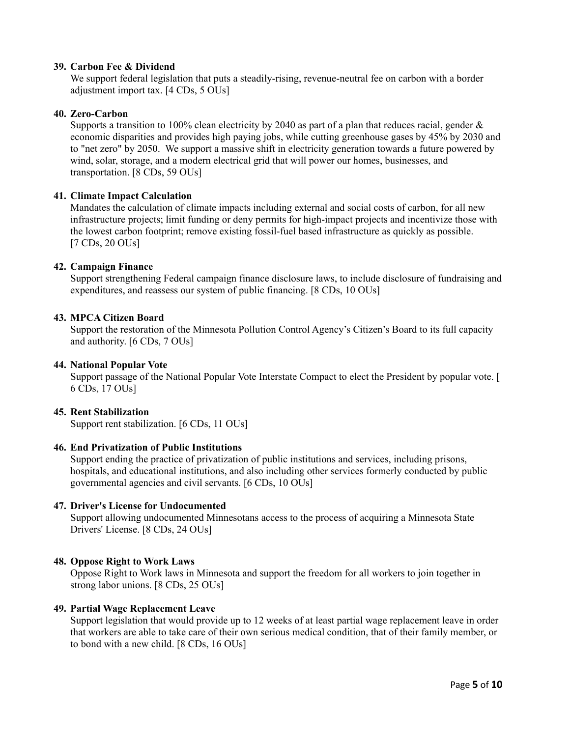39. **Carbon Fee & Dividend**
    We support federal legislation that puts a steadily-rising, revenue-neutral fee on carbon with a border adjustment import tax. [4 CDs, 5 OUs]

40. **Zero-Carbon**
    Supports a transition to 100% clean electricity by 2040 as part of a plan that reduces racial, gender & economic disparities and provides high paying jobs, while cutting greenhouse gases by 45% by 2030 and to "net zero" by 2050. We support a massive shift in electricity generation towards a future powered by wind, solar, storage, and a modern electrical grid that will power our homes, businesses, and transportation. [8 CDs, 59 OUs]

41. **Climate Impact Calculation**
    Mandates the calculation of climate impacts including external and social costs of carbon, for all new infrastructure projects; limit funding or deny permits for high-impact projects and incentivize those with the lowest carbon footprint; remove existing fossil-fuel based infrastructure as quickly as possible. [7 CDs, 20 OUs]

42. **Campaign Finance**
    Support strengthening Federal campaign finance disclosure laws, to include disclosure of fundraising and expenditures, and reassess our system of public financing. [8 CDs, 10 OUs]

43. **MPCA Citizen Board**
    Support the restoration of the Minnesota Pollution Control Agency's Citizen's Board to its full capacity and authority. [6 CDs, 7 OUs]

44. **National Popular Vote**
    Support passage of the National Popular Vote Interstate Compact to elect the President by popular vote. [ 6 CDs, 17 OUs]

45. **Rent Stabilization**
    Support rent stabilization. [6 CDs, 11 OUs]

46. **End Privatization of Public Institutions**
    Support ending the practice of privatization of public institutions and services, including prisons, hospitals, and educational institutions, and also including other services formerly conducted by public governmental agencies and civil servants. [6 CDs, 10 OUs]

47. **Driver's License for Undocumented**
    Support allowing undocumented Minnesotans access to the process of acquiring a Minnesota State Drivers' License. [8 CDs, 24 OUs]

48. **Oppose Right to Work Laws**
    Oppose Right to Work laws in Minnesota and support the freedom for all workers to join together in strong labor unions. [8 CDs, 25 OUs]

49. **Partial Wage Replacement Leave**
    Support legislation that would provide up to 12 weeks of at least partial wage replacement leave in order that workers are able to take care of their own serious medical condition, that of their family member, or to bond with a new child. [8 CDs, 16 OUs]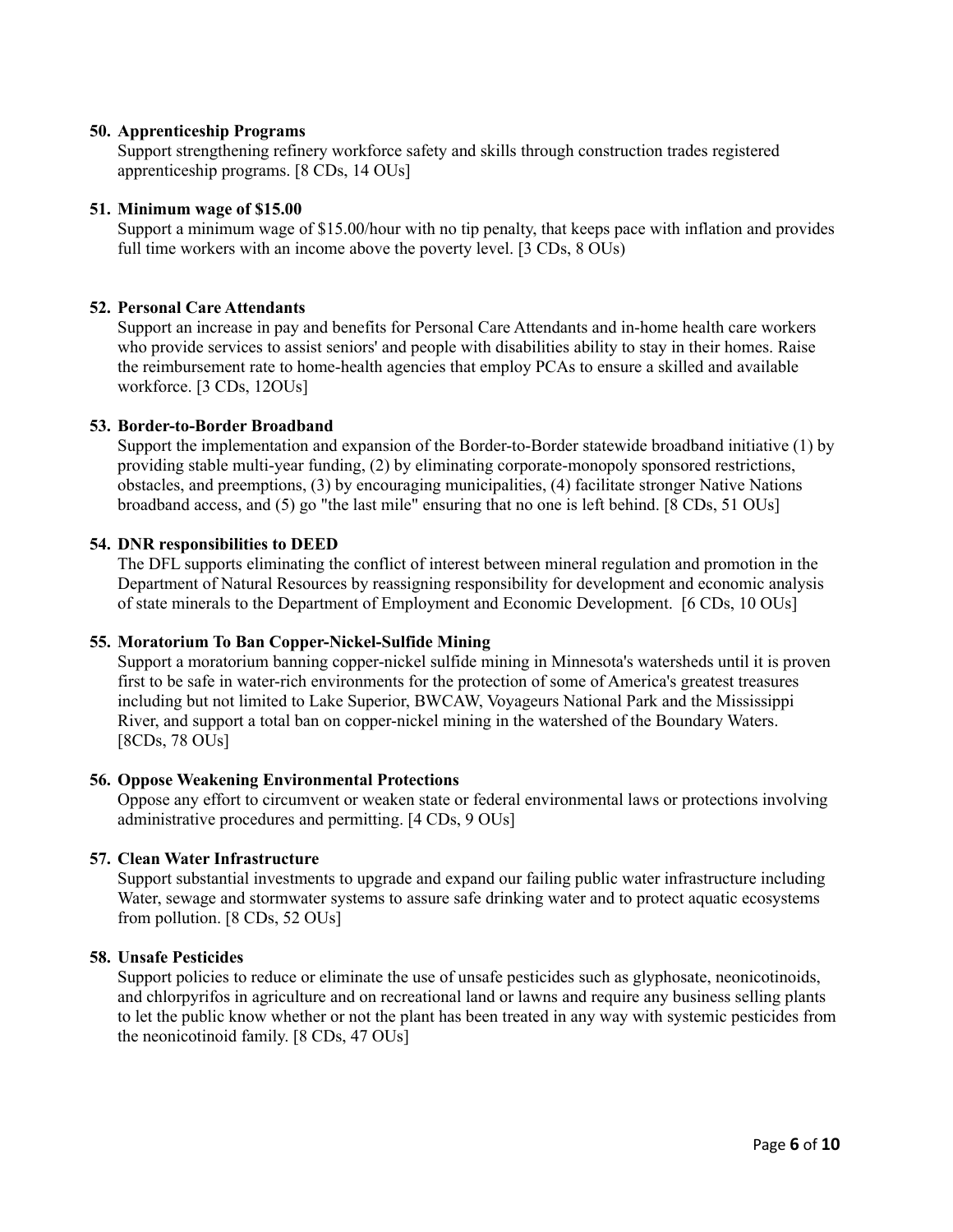50. **Apprenticeship Programs**
    Support strengthening refinery workforce safety and skills through construction trades registered apprenticeship programs. [8 CDs, 14 OUs]

51. **Minimum wage of $15.00**
    Support a minimum wage of $15.00/hour with no tip penalty, that keeps pace with inflation and provides full time workers with an income above the poverty level. [3 CDs, 8 OUs)

52. **Personal Care Attendants**
    Support an increase in pay and benefits for Personal Care Attendants and in-home health care workers who provide services to assist seniors' and people with disabilities ability to stay in their homes. Raise the reimbursement rate to home-health agencies that employ PCAs to ensure a skilled and available workforce. [3 CDs, 12OUs]

53. **Border-to-Border Broadband**
    Support the implementation and expansion of the Border-to-Border statewide broadband initiative (1) by providing stable multi-year funding, (2) by eliminating corporate-monopoly sponsored restrictions, obstacles, and preemptions, (3) by encouraging municipalities, (4) facilitate stronger Native Nations broadband access, and (5) go "the last mile" ensuring that no one is left behind. [8 CDs, 51 OUs]

54. **DNR responsibilities to DEED**
    The DFL supports eliminating the conflict of interest between mineral regulation and promotion in the Department of Natural Resources by reassigning responsibility for development and economic analysis of state minerals to the Department of Employment and Economic Development. [6 CDs, 10 OUs]

55. **Moratorium To Ban Copper-Nickel-Sulfide Mining**
    Support a moratorium banning copper-nickel sulfide mining in Minnesota's watersheds until it is proven first to be safe in water-rich environments for the protection of some of America's greatest treasures including but not limited to Lake Superior, BWCAW, Voyageurs National Park and the Mississippi River, and support a total ban on copper-nickel mining in the watershed of the Boundary Waters. [8CDs, 78 OUs]

56. **Oppose Weakening Environmental Protections**
    Oppose any effort to circumvent or weaken state or federal environmental laws or protections involving administrative procedures and permitting. [4 CDs, 9 OUs]

57. **Clean Water Infrastructure**
    Support substantial investments to upgrade and expand our failing public water infrastructure including Water, sewage and stormwater systems to assure safe drinking water and to protect aquatic ecosystems from pollution. [8 CDs, 52 OUs]

58. **Unsafe Pesticides**
    Support policies to reduce or eliminate the use of unsafe pesticides such as glyphosate, neonicotinoids, and chlorpyrifos in agriculture and on recreational land or lawns and require any business selling plants to let the public know whether or not the plant has been treated in any way with systemic pesticides from the neonicotinoid family. [8 CDs, 47 OUs]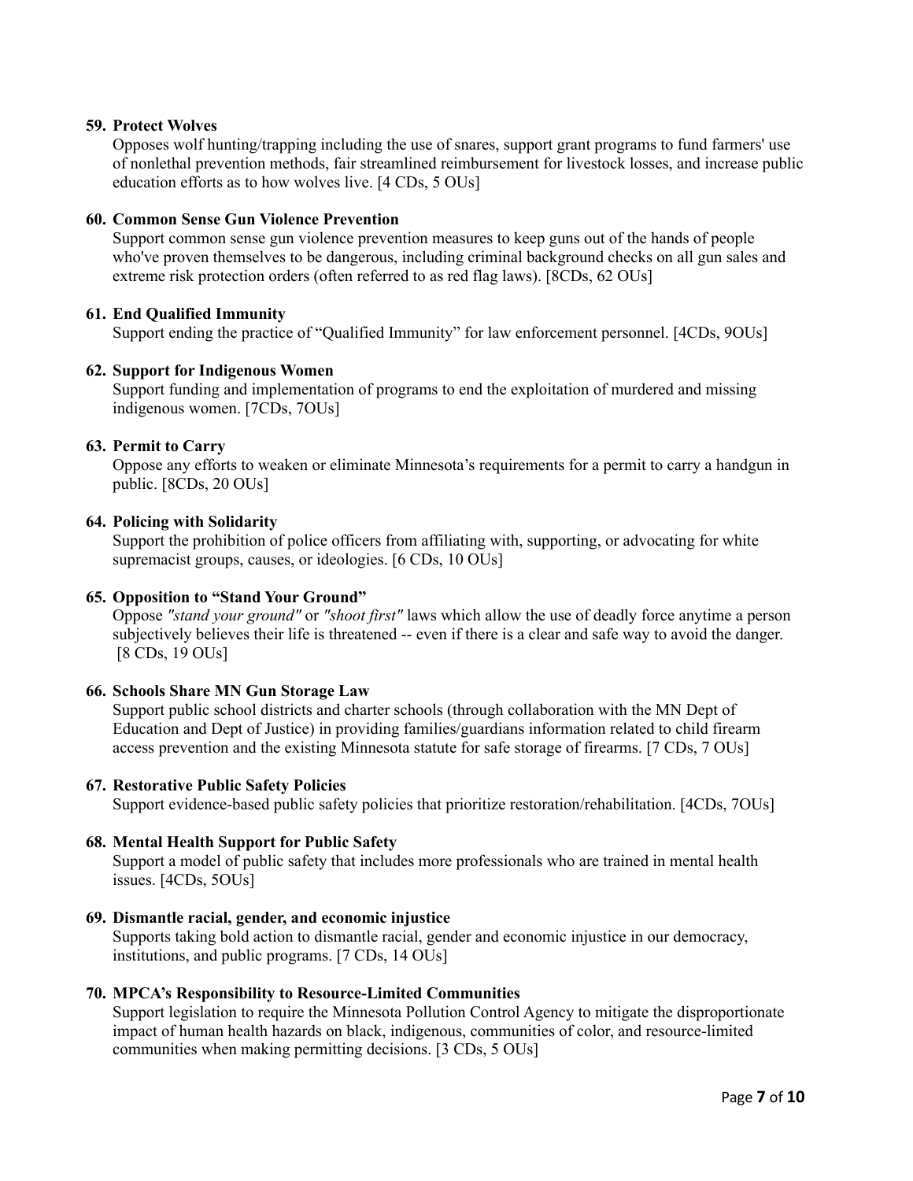**59. Protect Wolves**

Opposes wolf hunting/trapping including the use of snares, support grant programs to fund farmers' use of nonlethal prevention methods, fair streamlined reimbursement for livestock losses, and increase public education efforts as to how wolves live. [4 CDs, 5 OUs]

**60. Common Sense Gun Violence Prevention**

Support common sense gun violence prevention measures to keep guns out of the hands of people who've proven themselves to be dangerous, including criminal background checks on all gun sales and extreme risk protection orders (often referred to as red flag laws). [8CDs, 62 OUs]

**61. End Qualified Immunity**

Support ending the practice of "Qualified Immunity" for law enforcement personnel. [4CDs, 9OUs]

**62. Support for Indigenous Women**

Support funding and implementation of programs to end the exploitation of murdered and missing indigenous women. [7CDs, 7OUs]

**63. Permit to Carry**

Oppose any efforts to weaken or eliminate Minnesota's requirements for a permit to carry a handgun in public. [8CDs, 20 OUs]

**64. Policing with Solidarity**

Support the prohibition of police officers from affiliating with, supporting, or advocating for white supremacist groups, causes, or ideologies. [6 CDs, 10 OUs]

**65. Opposition to "Stand Your Ground"**

Oppose *"stand your ground"* or *"shoot first"* laws which allow the use of deadly force anytime a person subjectively believes their life is threatened -- even if there is a clear and safe way to avoid the danger. [8 CDs, 19 OUs]

**66. Schools Share MN Gun Storage Law**

Support public school districts and charter schools (through collaboration with the MN Dept of Education and Dept of Justice) in providing families/guardians information related to child firearm access prevention and the existing Minnesota statute for safe storage of firearms. [7 CDs, 7 OUs]

**67. Restorative Public Safety Policies**

Support evidence-based public safety policies that prioritize restoration/rehabilitation. [4CDs, 7OUs]

**68. Mental Health Support for Public Safety**

Support a model of public safety that includes more professionals who are trained in mental health issues. [4CDs, 5OUs]

**69. Dismantle racial, gender, and economic injustice**

Supports taking bold action to dismantle racial, gender and economic injustice in our democracy, institutions, and public programs. [7 CDs, 14 OUs]

**70. MPCA's Responsibility to Resource-Limited Communities**

Support legislation to require the Minnesota Pollution Control Agency to mitigate the disproportionate impact of human health hazards on black, indigenous, communities of color, and resource-limited communities when making permitting decisions. [3 CDs, 5 OUs]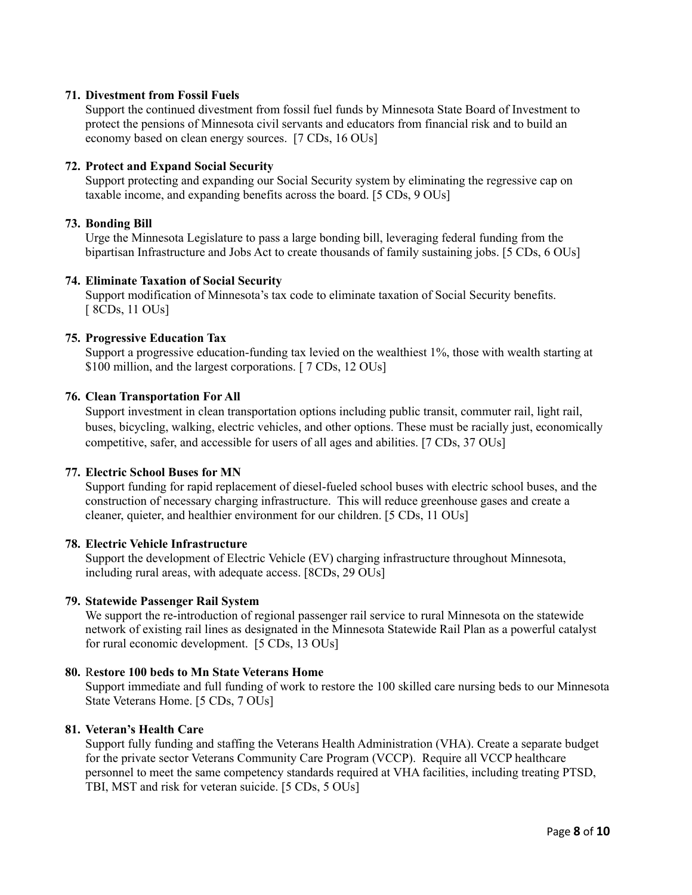71. **Divestment from Fossil Fuels**
    Support the continued divestment from fossil fuel funds by Minnesota State Board of Investment to protect the pensions of Minnesota civil servants and educators from financial risk and to build an economy based on clean energy sources. [7 CDs, 16 OUs]

72. **Protect and Expand Social Security**
    Support protecting and expanding our Social Security system by eliminating the regressive cap on taxable income, and expanding benefits across the board. [5 CDs, 9 OUs]

73. **Bonding Bill**
    Urge the Minnesota Legislature to pass a large bonding bill, leveraging federal funding from the bipartisan Infrastructure and Jobs Act to create thousands of family sustaining jobs. [5 CDs, 6 OUs]

74. **Eliminate Taxation of Social Security**
    Support modification of Minnesota's tax code to eliminate taxation of Social Security benefits. [ 8CDs, 11 OUs]

75. **Progressive Education Tax**
    Support a progressive education-funding tax levied on the wealthiest 1%, those with wealth starting at $100 million, and the largest corporations. [ 7 CDs, 12 OUs]

76. **Clean Transportation For All**
    Support investment in clean transportation options including public transit, commuter rail, light rail, buses, bicycling, walking, electric vehicles, and other options. These must be racially just, economically competitive, safer, and accessible for users of all ages and abilities. [7 CDs, 37 OUs]

77. **Electric School Buses for MN**
    Support funding for rapid replacement of diesel-fueled school buses with electric school buses, and the construction of necessary charging infrastructure. This will reduce greenhouse gases and create a cleaner, quieter, and healthier environment for our children. [5 CDs, 11 OUs]

78. **Electric Vehicle Infrastructure**
    Support the development of Electric Vehicle (EV) charging infrastructure throughout Minnesota, including rural areas, with adequate access. [8CDs, 29 OUs]

79. **Statewide Passenger Rail System**
    We support the re-introduction of regional passenger rail service to rural Minnesota on the statewide network of existing rail lines as designated in the Minnesota Statewide Rail Plan as a powerful catalyst for rural economic development. [5 CDs, 13 OUs]

80. **Restore 100 beds to Mn State Veterans Home**
    Support immediate and full funding of work to restore the 100 skilled care nursing beds to our Minnesota State Veterans Home. [5 CDs, 7 OUs]

81. **Veteran's Health Care**
    Support fully funding and staffing the Veterans Health Administration (VHA). Create a separate budget for the private sector Veterans Community Care Program (VCCP). Require all VCCP healthcare personnel to meet the same competency standards required at VHA facilities, including treating PTSD, TBI, MST and risk for veteran suicide. [5 CDs, 5 OUs]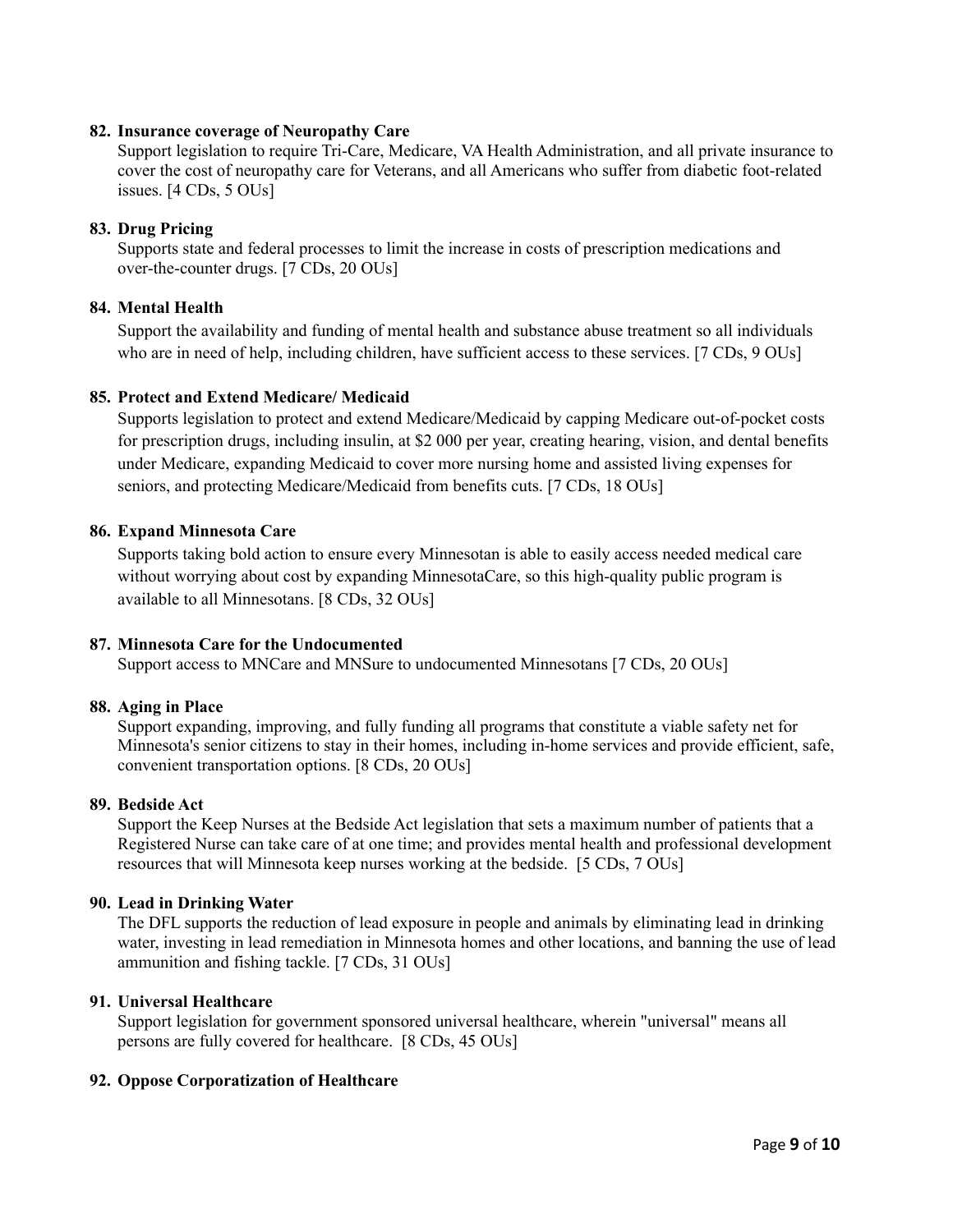82. **Insurance coverage of Neuropathy Care**
    Support legislation to require Tri-Care, Medicare, VA Health Administration, and all private insurance to cover the cost of neuropathy care for Veterans, and all Americans who suffer from diabetic foot-related issues. [4 CDs, 5 OUs]

83. **Drug Pricing**
    Supports state and federal processes to limit the increase in costs of prescription medications and over-the-counter drugs. [7 CDs, 20 OUs]

84. **Mental Health**
    Support the availability and funding of mental health and substance abuse treatment so all individuals who are in need of help, including children, have sufficient access to these services. [7 CDs, 9 OUs]

85. **Protect and Extend Medicare/ Medicaid**
    Supports legislation to protect and extend Medicare/Medicaid by capping Medicare out-of-pocket costs for prescription drugs, including insulin, at $2 000 per year, creating hearing, vision, and dental benefits under Medicare, expanding Medicaid to cover more nursing home and assisted living expenses for seniors, and protecting Medicare/Medicaid from benefits cuts. [7 CDs, 18 OUs]

86. **Expand Minnesota Care**
    Supports taking bold action to ensure every Minnesotan is able to easily access needed medical care without worrying about cost by expanding MinnesotaCare, so this high-quality public program is available to all Minnesotans. [8 CDs, 32 OUs]

87. **Minnesota Care for the Undocumented**
    Support access to MNCare and MNSure to undocumented Minnesotans [7 CDs, 20 OUs]

88. **Aging in Place**
    Support expanding, improving, and fully funding all programs that constitute a viable safety net for Minnesota's senior citizens to stay in their homes, including in-home services and provide efficient, safe, convenient transportation options. [8 CDs, 20 OUs]

89. **Bedside Act**
    Support the Keep Nurses at the Bedside Act legislation that sets a maximum number of patients that a Registered Nurse can take care of at one time; and provides mental health and professional development resources that will Minnesota keep nurses working at the bedside. [5 CDs, 7 OUs]

90. **Lead in Drinking Water**
    The DFL supports the reduction of lead exposure in people and animals by eliminating lead in drinking water, investing in lead remediation in Minnesota homes and other locations, and banning the use of lead ammunition and fishing tackle. [7 CDs, 31 OUs]

91. **Universal Healthcare**
    Support legislation for government sponsored universal healthcare, wherein "universal" means all persons are fully covered for healthcare. [8 CDs, 45 OUs]

92. **Oppose Corporatization of Healthcare**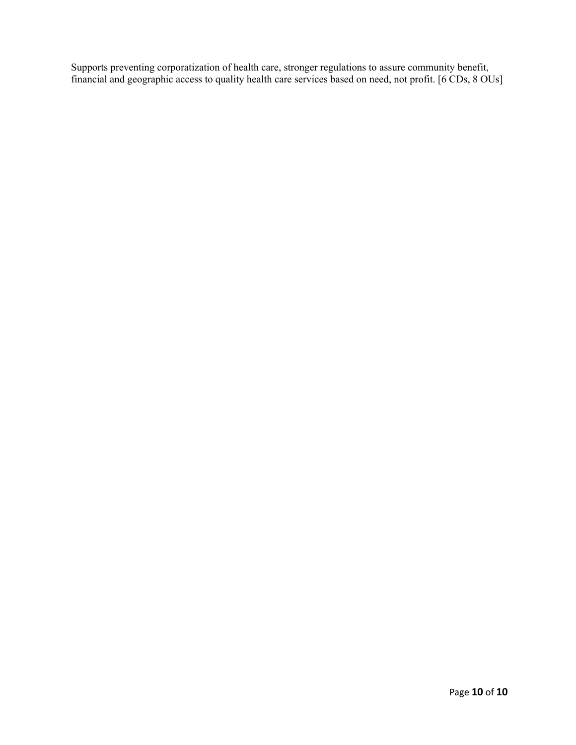Supports preventing corporatization of health care, stronger regulations to assure community benefit, financial and geographic access to quality health care services based on need, not profit. [6 CDs, 8 OUs]